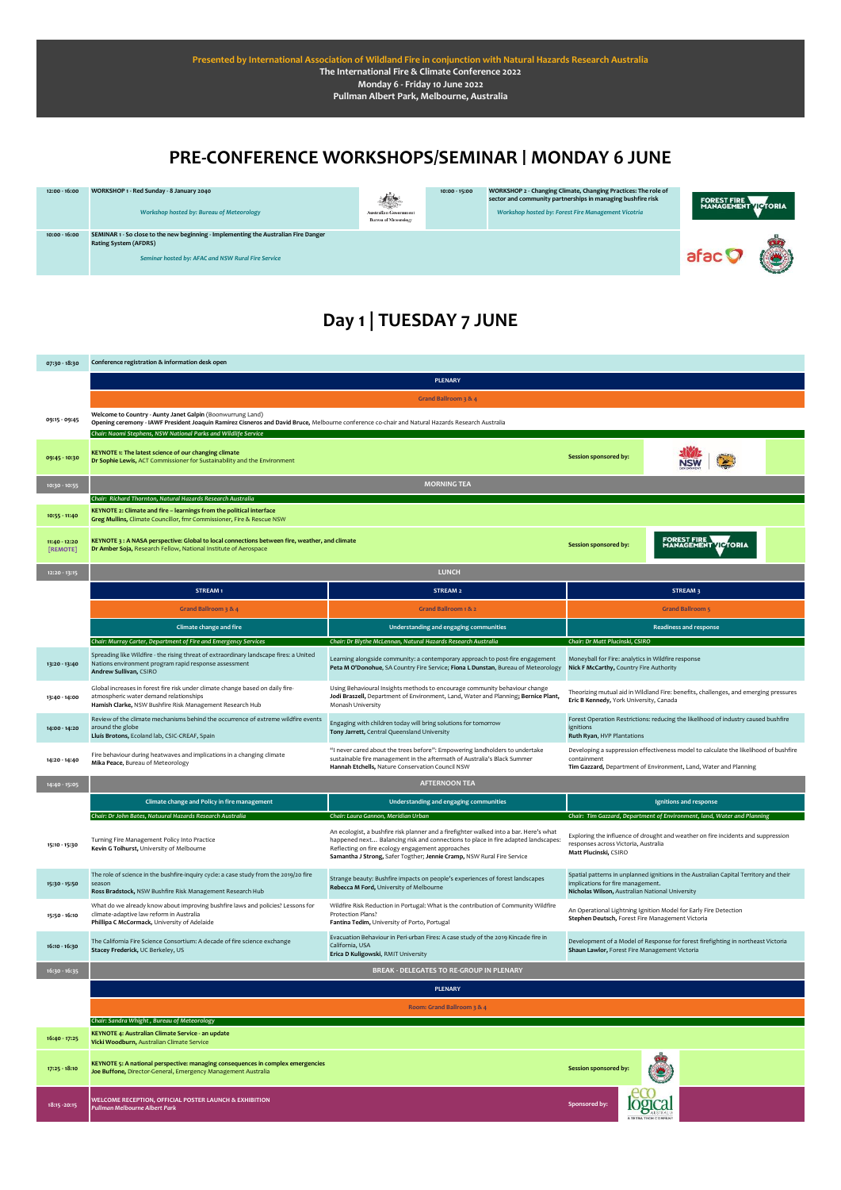**Presented by International Association of Wildland Fire in conjunction with Natural Hazards Research Australia**
**The International Fire & Climate Conference 2022**
**Monday 6 - Friday 10 June 2022**
**Pullman Albert Park, Melbourne, Australia**

# PRE-CONFERENCE WORKSHOPS/SEMINAR | MONDAY 6 JUNE

| Time | Session |
|---|---|
| 12:00 - 16:00 | **WORKSHOP 1 - Red Sunday - 8 January 2040**<br>*Workshop hosted by: Bureau of Meteorology* |
| 10:00 - 15:00 | **WORKSHOP 2 - Changing Climate, Changing Practices: The role of sector and community partnerships in managing bushfire risk**<br>*Workshop hosted by: Forest Fire Management Vicotria* |
| 10:00 - 16:00 | **SEMINAR 1 - So close to the new beginning - Implementing the Australian Fire Danger Rating System (AFDRS)**<br>*Seminar hosted by: AFAC and NSW Rural Fire Service* |

# Day 1 | TUESDAY 7 JUNE

| Time | Session | | |
|---|---|---|---|
| 07:30 - 18:30 | **Conference registration & information desk open** | | |
| | **PLENARY** – Grand Ballroom 3 & 4 | | |
| 09:15 - 09:45 | **Welcome to Country - Aunty Janet Galpin** (Boonwurrung Land)<br>**Opening ceremony - IAWF President Joaquin Ramirez Cisneros and David Bruce,** Melbourne conference co-chair and Natural Hazards Research Australia<br>*Chair: Naomi Stephens, NSW National Parks and Wildlife Service* | | |
| 09:45 - 10:30 | **KEYNOTE 1: The latest science of our changing climate**<br>**Dr Sophie Lewis,** ACT Commissioner for Sustainability and the Environment | **Session sponsored by:** | |
| 10:30 - 10:55 | **MORNING TEA** | | |
| | *Chair: Richard Thornton, Natural Hazards Research Australia* | | |
| 10:55 - 11:40 | **KEYNOTE 2: Climate and fire – learnings from the political interface**<br>**Greg Mullins,** Climate Councillor, fmr Commissioner, Fire & Rescue NSW | | |
| 11:40 - 12:20 [REMOTE] | **KEYNOTE 3 : A NASA perspective: Global to local connections between fire, weather, and climate**<br>**Dr Amber Soja,** Research Fellow, National Institute of Aerospace | **Session sponsored by:** | |
| 12:20 - 13:15 | **LUNCH** | | |

| Time | STREAM 1 | STREAM 2 | STREAM 3 |
|---|---|---|---|
| | Grand Ballroom 3 & 4 | Grand Ballroom 1 & 2 | Grand Ballroom 5 |
| | **Climate change and fire** | **Understanding and engaging communities** | **Readiness and response** |
| | *Chair: Murray Carter, Department of Fire and Emergency Services* | *Chair: Dr Blythe McLennan, Natural Hazards Research Australia* | *Chair: Dr Matt Plucinski, CSIRO* |
| 13:20 - 13:40 | Spreading like Wildfire - the rising threat of extraordinary landscape fires: a United Nations environment program rapid response assessment<br>**Andrew Sullivan,** CSIRO | Learning alongside community: a contemporary approach to post-fire engagement<br>**Peta M O'Donohue,** SA Country Fire Service; **Fiona L Dunstan,** Bureau of Meteorology | Moneyball for Fire: analytics in Wildfire response<br>**Nick F McCarthy,** Country Fire Authority |
| 13:40 - 14:00 | Global increases in forest fire risk under climate change based on daily fire-atmospheric water demand relationships<br>**Hamish Clarke,** NSW Bushfire Risk Management Research Hub | Using Behavioural Insights methods to encourage community behaviour change<br>**Jodi Braszell,** Department of Environment, Land, Water and Planning; **Bernice Plant,** Monash University | Theorizing mutual aid in Wildland Fire: benefits, challenges, and emerging pressures<br>**Eric B Kennedy,** York University, Canada |
| 14:00 - 14:20 | Review of the climate mechanisms behind the occurrence of extreme wildfire events around the globe<br>**Lluís Brotons,** Ecoland lab, CSIC-CREAF, Spain | Engaging with children today will bring solutions for tomorrow<br>**Tony Jarrett,** Central Queensland University | Forest Operation Restrictions: reducing the likelihood of industry caused bushfire ignitions<br>**Ruth Ryan,** HVP Plantations |
| 14:20 - 14:40 | Fire behaviour during heatwaves and implications in a changing climate<br>**Mika Peace,** Bureau of Meteorology | "I never cared about the trees before": Empowering landholders to undertake sustainable fire management in the aftermath of Australia's Black Summer<br>**Hannah Etchells,** Nature Conservation Council NSW | Developing a suppression effectiveness model to calculate the likelihood of bushfire containment<br>**Tim Gazzard,** Department of Environment, Land, Water and Planning |
| 14:40 - 15:05 | **AFTERNOON TEA** | | |
| | **Climate change and Policy in fire management** | **Understanding and engaging communities** | **Ignitions and response** |
| | *Chair: Dr John Bates, Natuural Hazards Research Australia* | *Chair: Laura Gannon, Meridian Urban* | *Chair: Tim Gazzard, Department of Environment, land, Water and Planning* |
| 15:10 - 15:30 | Turning Fire Management Policy Into Practice<br>**Kevin G Tolhurst,** University of Melbourne | An ecologist, a bushfire risk planner and a firefighter walked into a bar. Here's what happened next… Balancing risk and connections to place in fire adapted landscapes: Reflecting on fire ecology engagement approaches<br>**Samantha J Strong,** Safer Together; **Jennie Cramp,** NSW Rural Fire Service | Exploring the influence of drought and weather on fire incidents and suppression responses across Victoria, Australia<br>**Matt Plucinski,** CSIRO |
| 15:30 - 15:50 | The role of science in the bushfire-inquiry cycle: a case study from the 2019/20 fire season<br>**Ross Bradstock,** NSW Bushfire Risk Management Research Hub | Strange beauty: Bushfire impacts on people's experiences of forest landscapes<br>**Rebecca M Ford,** University of Melbourne | Spatial patterns in unplanned ignitions in the Australian Capital Territory and their implications for fire management.<br>**Nicholas Wilson,** Australian National University |
| 15:50 - 16:10 | What do we already know about improving bushfire laws and policies? Lessons for climate-adaptive law reform in Australia<br>**Phillipa C McCormack,** University of Adelaide | Wildfire Risk Reduction in Portugal: What is the contribution of Community Wildfire Protection Plans?<br>**Fantina Tedim,** University of Porto, Portugal | An Operational Lightning Ignition Model for Early Fire Detection<br>**Stephen Deutsch,** Forest Fire Management Victoria |
| 16:10 - 16:30 | The California Fire Science Consortium: A decade of fire science exchange<br>**Stacey Frederick,** UC Berkeley, US | Evacuation Behaviour in Peri-urban Fires: A case study of the 2019 Kincade fire in California, USA<br>**Erica D Kuligowski,** RMIT University | Development of a Model of Response for forest firefighting in northeast Victoria<br>**Shaun Lawlor,** Forest Fire Management Victoria |
| 16:30 - 16:35 | **BREAK - DELEGATES TO RE-GROUP IN PLENARY** | | |

| Time | Session | |
|---|---|---|
| | **PLENARY** – Room: Grand Ballroom 3 & 4 | |
| | *Chair: Sandra Whight , Bureau of Meteorology* | |
| 16:40 - 17:25 | **KEYNOTE 4: Australian Climate Service - an update**<br>**Vicki Woodburn,** Australian Climate Service | |
| 17:25 - 18:10 | **KEYNOTE 5: A national perspective: managing consequences in complex emergencies**<br>**Joe Buffone,** Director-General, Emergency Management Australia | **Session sponsored by:** |
| 18:15 - 20:15 | **WELCOME RECEPTION, OFFICIAL POSTER LAUNCH & EXHIBITION**<br>*Pullman Melbourne Albert Park* | **Sponsored by:** |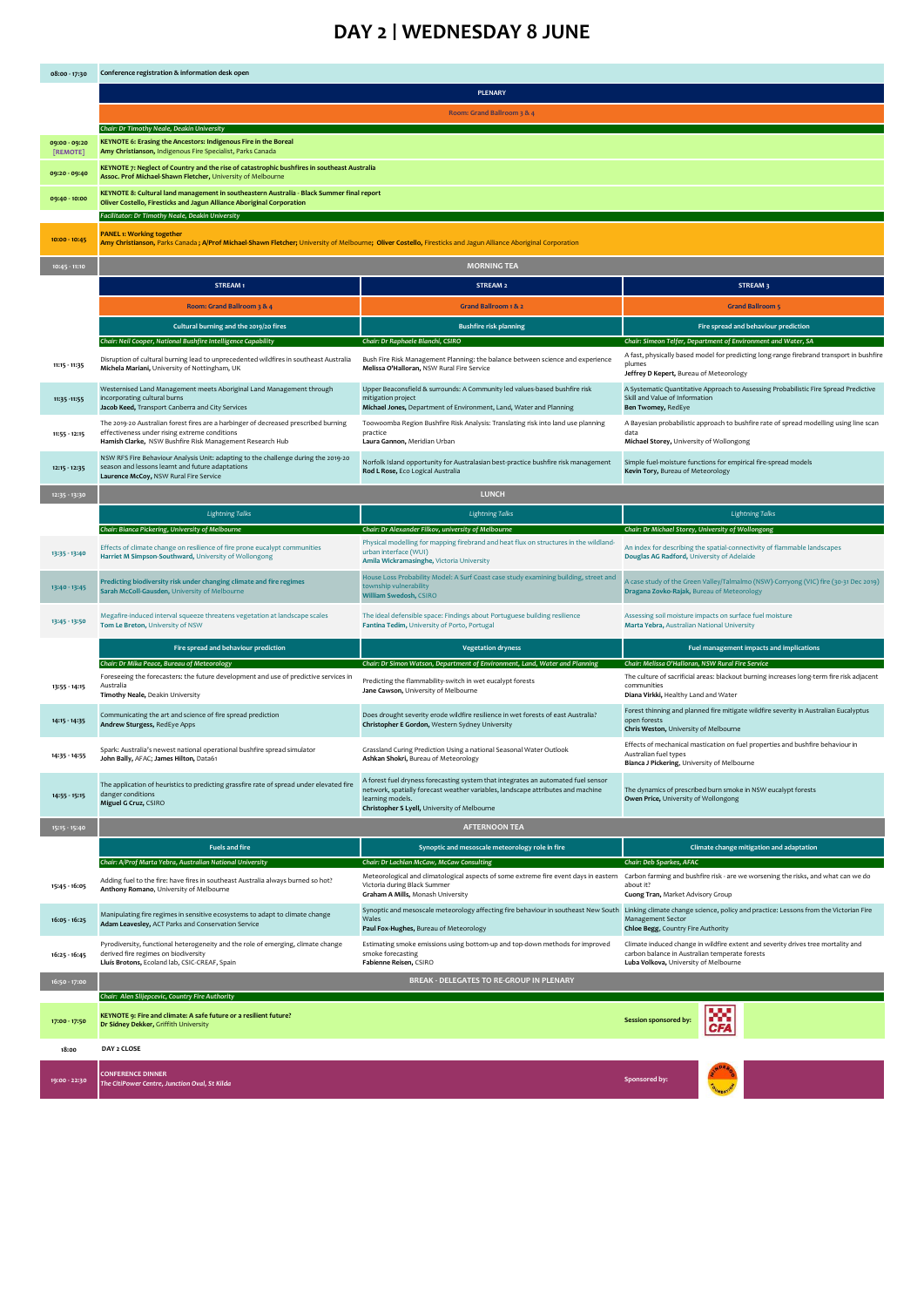# DAY 2 | WEDNESDAY 8 JUNE

| Time | Stream 1 | Stream 2 | Stream 3 |
|---|---|---|---|
| 08:00 - 17:30 | Conference registration & information desk open | | |
| | **PLENARY** | | |
| | Room: Grand Ballroom 3 & 4 | | |
| | *Chair: Dr Timothy Neale, Deakin University* | | |
| 09:00 - 09:20 [REMOTE] | **KEYNOTE 6: Erasing the Ancestors: Indigenous Fire in the Boreal**<br>**Amy Christianson,** Indigenous Fire Specialist, Parks Canada | | |
| 09:20 - 09:40 | **KEYNOTE 7: Neglect of Country and the rise of catastrophic bushfires in southeast Australia**<br>**Assoc. Prof Michael-Shawn Fletcher,** University of Melbourne | | |
| 09:40 - 10:00 | **KEYNOTE 8: Cultural land management in southeastern Australia - Black Summer final report**<br>**Oliver Costello, Firesticks and Jagun Alliance Aboriginal Corporation** | | |
| | *Facilitator: Dr Timothy Neale, Deakin University* | | |
| 10:00 - 10:45 | **PANEL 1: Working together**<br>**Amy Christianson,** Parks Canada **; A/Prof Michael-Shawn Fletcher;** University of Melbourne; **Oliver Costello,** Firesticks and Jagun Alliance Aboriginal Corporation | | |
| 10:45 - 11:10 | **MORNING TEA** | | |
| | **STREAM 1** | **STREAM 2** | **STREAM 3** |
| | Room: Grand Ballroom 3 & 4 | Grand Ballroom 1 & 2 | Grand Ballroom 5 |
| | Cultural burning and the 2019/20 fires | Bushfire risk planning | Fire spread and behaviour prediction |
| | *Chair: Neil Cooper, National Bushfire Intelligence Capability* | *Chair: Dr Raphaele Blanchi, CSIRO* | *Chair: Simeon Telfer, Department of Environment and Water, SA* |
| 11:15 - 11:35 | Disruption of cultural burning lead to unprecedented wildfires in southeast Australia<br>**Michela Mariani,** University of Nottingham, UK | Bush Fire Risk Management Planning: the balance between science and experience<br>**Melissa O'Halloran,** NSW Rural Fire Service | A fast, physically based model for predicting long-range firebrand transport in bushfire plumes<br>**Jeffrey D Kepert,** Bureau of Meteorology |
| 11:35 -11:55 | Westernised Land Management meets Aboriginal Land Management through incorporating cultural burns<br>**Jacob Keed,** Transport Canberra and City Services | Upper Beaconsfield & surrounds: A Community led values-based bushfire risk mitigation project<br>**Michael Jones,** Department of Environment, Land, Water and Planning | A Systematic Quantitative Approach to Assessing Probabilistic Fire Spread Predictive Skill and Value of Information<br>**Ben Twomey,** RedEye |
| 11:55 - 12:15 | The 2019-20 Australian forest fires are a harbinger of decreased prescribed burning effectiveness under rising extreme conditions<br>**Hamish Clarke,** NSW Bushfire Risk Management Research Hub | Toowoomba Region Bushfire Risk Analysis: Translating risk into land use planning practice<br>**Laura Gannon,** Meridian Urban | A Bayesian probabilistic approach to bushfire rate of spread modelling using line scan data<br>**Michael Storey,** University of Wollongong |
| 12:15 - 12:35 | NSW RFS Fire Behaviour Analysis Unit: adapting to the challenge during the 2019-20 season and lessons learnt and future adaptations<br>**Laurence McCoy,** NSW Rural Fire Service | Norfolk Island opportunity for Australasian best-practice bushfire risk management<br>**Rod L Rose,** Eco Logical Australia | Simple fuel-moisture functions for empirical fire-spread models<br>**Kevin Tory,** Bureau of Meteorology |
| 12:35 - 13:30 | **LUNCH** | | |
| | *Lightning Talks* | *Lightning Talks* | *Lightning Talks* |
| | *Chair: Bianca Pickering, University of Melbourne* | *Chair: Dr Alexander Filkov, university of Melbourne* | *Chair: Dr Michael Storey, University of Wollongong* |
| 13:35 - 13:40 | Effects of climate change on resilience of fire prone eucalypt communities<br>**Harriet M Simpson-Southward,** University of Wollongong | Physical modelling for mapping firebrand and heat flux on structures in the wildland-urban interface (WUI)<br>**Amila Wickramasinghe,** Victoria University | An index for describing the spatial-connectivity of flammable landscapes<br>**Douglas AG Radford,** University of Adelaide |
| 13:40 - 13:45 | **Predicting biodiversity risk under changing climate and fire regimes**<br>**Sarah McColl-Gausden,** University of Melbourne | House Loss Probability Model: A Surf Coast case study examining building, street and township vulnerability<br>**William Swedosh,** CSIRO | A case study of the Green Valley/Talmalmo (NSW)-Corryong (VIC) fire (30-31 Dec 2019)<br>**Dragana Zovko-Rajak,** Bureau of Meteorology |
| 13:45 - 13:50 | Megafire-induced interval squeeze threatens vegetation at landscape scales<br>**Tom Le Breton,** University of NSW | The ideal defensible space: Findings about Portuguese building resilience<br>**Fantina Tedim,** University of Porto, Portugal | Assessing soil moisture impacts on surface fuel moisture<br>**Marta Yebra,** Australian National University |
| | Fire spread and behaviour prediction | Vegetation dryness | Fuel management impacts and implications |
| | *Chair: Dr Mika Peace, Bureau of Meteorology* | *Chair: Dr Simon Watson, Department of Environment, Land, Water and Planning* | *Chair: Melissa O'Halloran, NSW Rural Fire Service* |
| 13:55 - 14:15 | Foreseeing the forecasters: the future development and use of predictive services in Australia<br>**Timothy Neale,** Deakin University | Predicting the flammability-switch in wet eucalypt forests<br>**Jane Cawson,** University of Melbourne | The culture of sacrificial areas: blackout burning increases long-term fire risk adjacent communities<br>**Diana Virkki,** Healthy Land and Water |
| 14:15 - 14:35 | Communicating the art and science of fire spread prediction<br>**Andrew Sturgess,** RedEye Apps | Does drought severity erode wildfire resilience in wet forests of east Australia?<br>**Christopher E Gordon,** Western Sydney University | Forest thinning and planned fire mitigate wildfire severity in Australian Eucalyptus open forests<br>**Chris Weston,** University of Melbourne |
| 14:35 - 14:55 | Spark: Australia's newest national operational bushfire spread simulator<br>**John Bally,** AFAC; **James Hilton,** Data61 | Grassland Curing Prediction Using a national Seasonal Water Outlook<br>**Ashkan Shokri,** Bureau of Meteorology | Effects of mechanical mastication on fuel properties and bushfire behaviour in Australian fuel types<br>**Bianca J Pickering,** University of Melbourne |
| 14:55 - 15:15 | The application of heuristics to predicting grassfire rate of spread under elevated fire danger conditions<br>**Miguel G Cruz,** CSIRO | A forest fuel dryness forecasting system that integrates an automated fuel sensor network, spatially forecast weather variables, landscape attributes and machine learning models.<br>**Christopher S Lyell,** University of Melbourne | The dynamics of prescribed burn smoke in NSW eucalypt forests<br>**Owen Price,** University of Wollongong |
| 15:15 - 15:40 | **AFTERNOON TEA** | | |
| | Fuels and fire | Synoptic and mesoscale meteorology role in fire | Climate change mitigation and adaptation |
| | *Chair: A/Prof Marta Yebra, Australian National University* | *Chair: Dr Lachlan McCaw, McCaw Consulting* | *Chair: Deb Sparkes, AFAC* |
| 15:45 - 16:05 | Adding fuel to the fire: have fires in southeast Australia always burned so hot?<br>**Anthony Romano,** University of Melbourne | Meteorological and climatological aspects of some extreme fire event days in eastern Victoria during Black Summer<br>**Graham A Mills,** Monash University | Carbon farming and bushfire risk - are we worsening the risks, and what can we do about it?<br>**Cuong Tran,** Market Advisory Group |
| 16:05 - 16:25 | Manipulating fire regimes in sensitive ecosystems to adapt to climate change<br>**Adam Leavesley,** ACT Parks and Conservation Service | Synoptic and mesoscale meteorology affecting fire behaviour in southeast New South Wales<br>**Paul Fox-Hughes,** Bureau of Meteorology | Linking climate change science, policy and practice: Lessons from the Victorian Fire Management Sector<br>**Chloe Begg,** Country Fire Authority |
| 16:25 - 16:45 | Pyrodiversity, functional heterogeneity and the role of emerging, climate change derived fire regimes on biodiversity<br>**Lluis Brotons,** Ecoland lab, CSIC-CREAF, Spain | Estimating smoke emissions using bottom-up and top-down methods for improved smoke forecasting<br>**Fabienne Reisen,** CSIRO | Climate induced change in wildfire extent and severity drives tree mortality and carbon balance in Australian temperate forests<br>**Luba Volkova,** University of Melbourne |
| 16:50 - 17:00 | **BREAK - DELEGATES TO RE-GROUP IN PLENARY** | | |
| | *Chair: Alen Slijepcevic, Country Fire Authority* | | |
| 17:00 - 17:50 | **KEYNOTE 9: Fire and climate: A safe future or a resilient future?**<br>**Dr Sidney Dekker,** Griffith University | | Session sponsored by: CFA |
| 18:00 | **DAY 2 CLOSE** | | |
| 19:00 - 22:30 | **CONFERENCE DINNER**<br>*The CitiPower Centre, Junction Oval, St Kilda* | | Sponsored by: |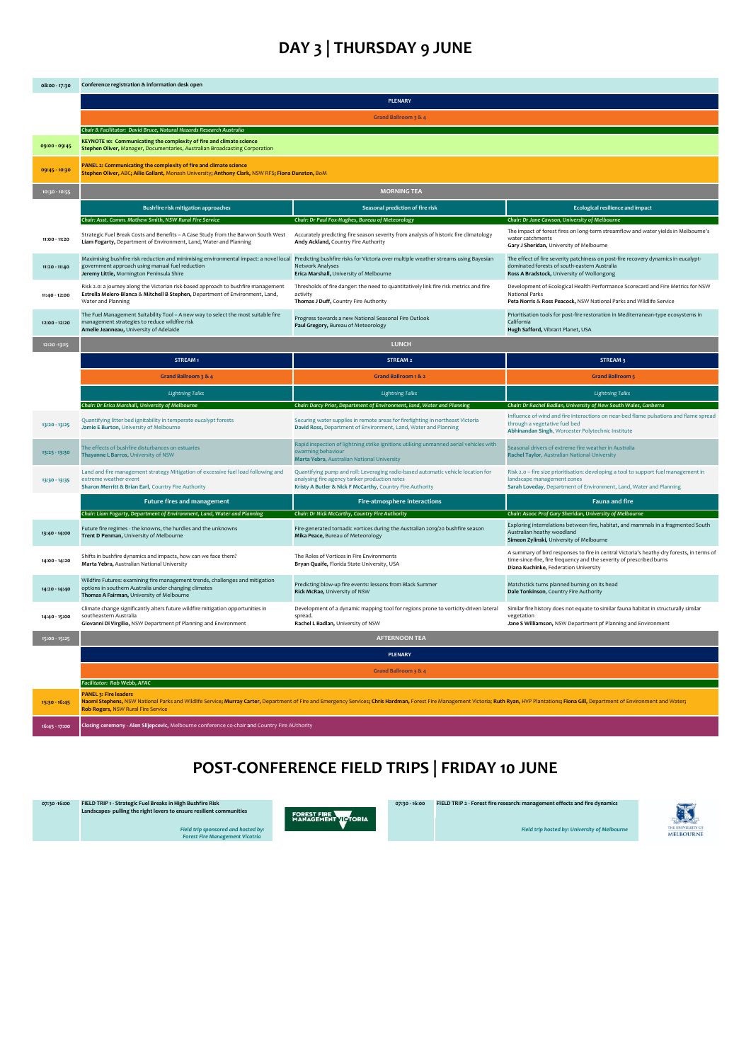# DAY 3 | THURSDAY 9 JUNE

| | | | |
|---|---|---|---|
| 08:00 - 17:30 | Conference registration & information desk open | | |
| | PLENARY | | |
| | Grand Ballroom 3 & 4 | | |
| | *Chair & Facilitator: David Bruce, Natural Hazards Research Australia* | | |
| 09:00 - 09:45 | **KEYNOTE 10: Communicating the complexity of fire and climate science**<br>**Stephen Oliver,** Manager, Documentaries, Australian Broadcasting Corporation | | |
| 09:45 - 10:30 | **PANEL 2: Communicating the complexity of fire and climate science**<br>**Stephen Oliver,** ABC; **Ailie Gallant,** Monash University; **Anthony Clark,** NSW RFS; **Fiona Dunston,** BoM | | |
| 10:30 - 10:55 | MORNING TEA | | |
| | **Bushfire risk mitigation approaches** | **Seasonal prediction of fire risk** | **Ecological resilience and impact** |
| | *Chair: Asst. Comm. Mathew Smith, NSW Rural Fire Service* | *Chair: Dr Paul Fox-Hughes, Bureau of Meteorology* | *Chair: Dr Jane Cawson, University of Melbourne* |
| 11:00 - 11:20 | Strategic Fuel Break Costs and Benefits – A Case Study from the Barwon South West<br>**Liam Fogarty,** Department of Environment, Land, Water and Planning | Accurately predicting fire season severity from analysis of historic fire climatology<br>**Andy Ackland,** Country Fire Authority | The impact of forest fires on long-term streamflow and water yields in Melbourne's water catchments<br>**Gary J Sheridan,** University of Melbourne |
| 11:20 - 11:40 | Maximising bushfire risk reduction and minimising environmental impact: a novel local government approach using manual fuel reduction<br>**Jeremy Little,** Mornington Peninsula Shire | Predicting bushfire risks for Victoria over multiple weather streams using Bayesian Network Analyses<br>**Erica Marshall,** University of Melbourne | The effect of fire severity patchiness on post-fire recovery dynamics in eucalypt-dominated forests of south-eastern Australia<br>**Ross A Bradstock,** University of Wollongong |
| 11:40 - 12:00 | Risk 2.0: a journey along the Victorian risk-based approach to bushfire management<br>**Estrella Melero-Blanca & Mitchell B Stephen,** Department of Environment, Land, Water and Planning | Thresholds of fire danger: the need to quantitatively link fire risk metrics and fire activity<br>**Thomas J Duff,** Country Fire Authority | Development of Ecological Health Performance Scorecard and Fire Metrics for NSW National Parks<br>**Peta Norris & Ross Peacock,** NSW National Parks and Wildlife Service |
| 12:00 - 12:20 | The Fuel Management Suitability Tool – A new way to select the most suitable fire management strategies to reduce wildfire risk<br>**Amelie Jeanneau,** University of Adelaide | Progress towards a new National Seasonal Fire Outlook<br>**Paul Gregory,** Bureau of Meteorology | Prioritisation tools for post-fire restoration in Mediterranean-type ecosystems in California<br>**Hugh Safford,** Vibrant Planet, USA |
| 12:20 - 13:15 | LUNCH | | |
| | **STREAM 1** | **STREAM 2** | **STREAM 3** |
| | Grand Ballroom 3 & 4 | Grand Ballroom 1 & 2 | Grand Ballroom 5 |
| | *Lightning Talks* | *Lightning Talks* | *Lightning Talks* |
| | *Chair: Dr Erica Marshall, University of Melbourne* | *Chair: Darcy Prior, Department of Environment, land, Water and Planning* | *Chair: Dr Rachel Badlan, University of New South Wales, Canberra* |
| 13:20 - 13:25 | Quantifying litter bed ignitability in temperate eucalypt forests<br>**Jamie E Burton,** University of Melbourne | Securing water supplies in remote areas for firefighting in northeast Victoria<br>**David Ross,** Department of Environment, Land, Water and Planning | Influence of wind and fire interactions on near-bed flame pulsations and flame spread through a vegetative fuel bed<br>**Abhinandan Singh,** Worcester Polytechnic Institute |
| 13:25 - 13:30 | The effects of bushfire disturbances on estuaries<br>**Thayanne L Barros,** University of NSW | Rapid inspection of lightning strike ignitions utilising unmanned aerial vehicles with swarming behaviour<br>**Marta Yebra,** Australian National University | Seasonal drivers of extreme fire weather in Australia<br>**Rachel Taylor,** Australian National University |
| 13:30 - 13:35 | Land and fire management strategy Mitigation of excessive fuel load following and extreme weather event<br>**Sharon Merritt & Brian Earl,** Country Fire Authority | Quantifying pump and roll: Leveraging radio-based automatic vehicle location for analysing fire agency tanker production rates<br>**Kristy A Butler & Nick F McCarthy,** Country Fire Authority | Risk 2.0 – fire size prioritisation: developing a tool to support fuel management in landscape management zones<br>**Sarah Loveday,** Department of Environment, Land, Water and Planning |
| | **Future fires and management** | **Fire-atmosphere interactions** | **Fauna and fire** |
| | *Chair: Liam Fogarty, Department of Environment, Land, Water and Planning* | *Chair: Dr Nick McCarthy, Country Fire Authority* | *Chair: Assoc Prof Gary Sheridan, University of Melbourne* |
| 13:40 - 14:00 | Future fire regimes - the knowns, the hurdles and the unknowns<br>**Trent D Penman,** University of Melbourne | Fire-generated tornadic vortices during the Australian 2019/20 bushfire season<br>**Mika Peace,** Bureau of Meteorology | Exploring interrelations between fire, habitat, and mammals in a fragmented South Australian heathy woodland<br>**Simeon Zylinski,** University of Melbourne |
| 14:00 - 14:20 | Shifts in bushfire dynamics and impacts, how can we face them?<br>**Marta Yebra,** Australian National University | The Roles of Vortices in Fire Environments<br>**Bryan Quaife,** Florida State University, USA | A summary of bird responses to fire in central Victoria's heathy-dry forests, in terms of time-since-fire, fire frequency and the severity of prescribed burns<br>**Diana Kuchinke,** Federation University |
| 14:20 - 14:40 | Wildfire Futures: examining fire management trends, challenges and mitigation options in southern Australia under changing climates<br>**Thomas A Fairman,** University of Melbourne | Predicting blow-up fire events: lessons from Black Summer<br>**Rick McRae,** University of NSW | Matchstick turns planned burning on its head<br>**Dale Tonkinson,** Country Fire Authority |
| 14:40 - 15:00 | Climate change significantly alters future wildfire mitigation opportunities in southeastern Australia<br>**Giovanni Di Virgilio,** NSW Department pf Planning and Environment | Development of a dynamic mapping tool for regions prone to vorticity-driven lateral spread.<br>**Rachel L Badlan,** University of NSW | Similar fire history does not equate to similar fauna habitat in structurally similar vegetation<br>**Jane S Williamson,** NSW Department pf Planning and Environment |
| 15:00 - 15:25 | AFTERNOON TEA | | |
| | PLENARY | | |
| | Grand Ballroom 3 & 4 | | |
| | *Facilitator: Rob Webb, AFAC* | | |
| 15:30 - 16:45 | **PANEL 3: Fire leaders**<br>**Naomi Stephens,** NSW National Parks and Wildlife Service; **Murray Carter,** Department of Fire and Emergency Services; **Chris Hardman,** Forest Fire Management Victoria; **Ruth Ryan,** HVP Plantations; **Fiona Gill,** Department of Environment and Water; **Rob Rogers,** NSW Rural Fire Service | | |
| 16:45 - 17:00 | **Closing ceremony - Alen Slijepcevic,** Melbourne conference co-chair **and** Country Fire AUthority | | |

# POST-CONFERENCE FIELD TRIPS | FRIDAY 10 JUNE

| | | | |
|---|---|---|---|
| 07:30 -16:00 | **FIELD TRIP 1 - Strategic Fuel Breaks in High Bushfire Risk Landscapes- pulling the right levers to ensure resilient communities**<br>*Field trip sponsored and hosted by: Forest Fire Management Vicotria* | 07:30 - 16:00 | **FIELD TRIP 2 - Forest fire research: management effects and fire dynamics**<br>*Field trip hosted by: University of Melbourne* |